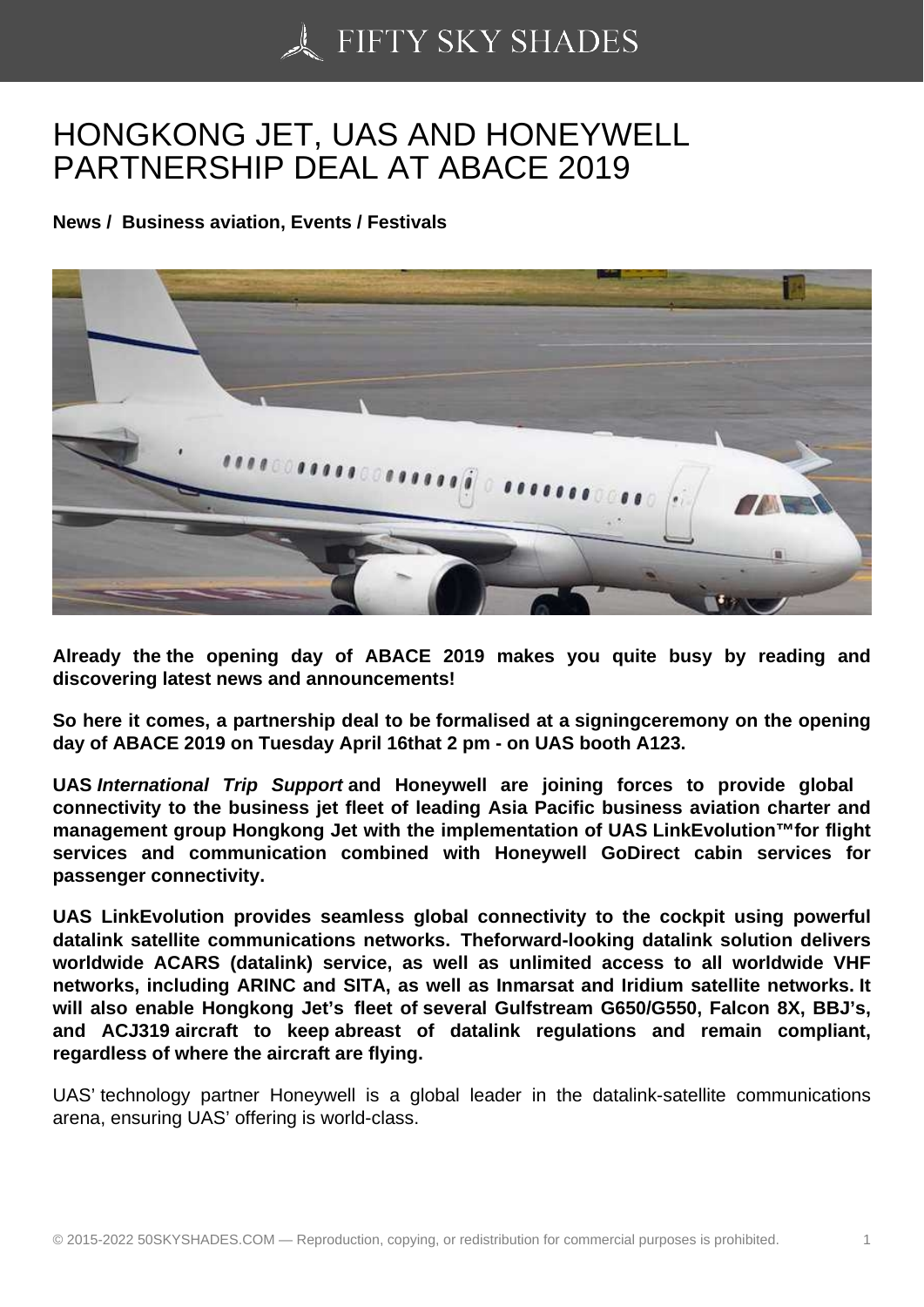# HONGKONG JET, UAS AND HONEYWELL PARTNERSHIP DEAL AT ABACE 2019

**News / Business aviation, Events / Festivals**

**Already the the opening day of ABACE 2019 makes you quite busy by reading and discovering latest news and announcements!**

**So here it comes, a partnership deal to be formalised at a signingceremony on the opening day of ABACE 2019 on Tuesday April 16that 2 pm - on UAS booth A123.**

**UAS *International Trip Support* and Honeywell are joining forces to provide global connectivity to the business jet fleet of leading Asia Pacific business aviation charter and management group Hongkong Jet with the implementation of UAS LinkEvolution™for flight services and communication combined with Honeywell GoDirect cabin services for passenger connectivity.**

**UAS LinkEvolution provides seamless global connectivity to the cockpit using powerful datalink satellite communications networks. Theforward-looking datalink solution delivers worldwide ACARS (datalink) service, as well as unlimited access to all worldwide VHF networks, including ARINC and SITA, as well as Inmarsat and Iridium satellite networks. It will also enable Hongkong Jet's fleet of several Gulfstream G650/G550, Falcon 8X, BBJ's, and ACJ319 aircraft to keep abreast of datalink regulations and remain compliant, regardless of where the aircraft are flying.**

UAS' technology partner Honeywell is a global leader in the datalink-satellite communications arena, ensuring UAS' offering is world-class.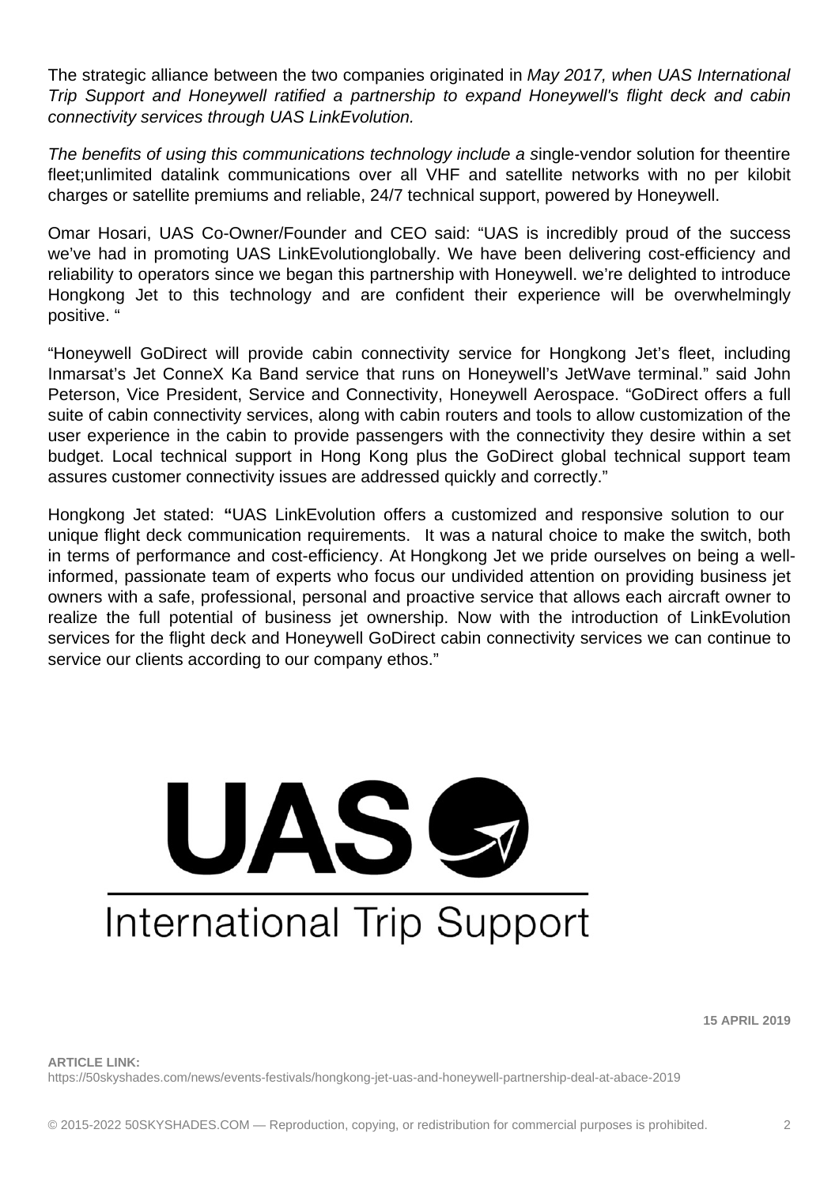The strategic alliance between the two companies originated in *May 2017, when UAS International Trip Support and Honeywell ratified a partnership to expand Honeywell's flight deck and cabin connectivity services through UAS LinkEvolution.*

*The benefits of using this communications technology include a s*ingle-vendor solution for theentire fleet;unlimited datalink communications over all VHF and satellite networks with no per kilobit charges or satellite premiums and reliable, 24/7 technical support, powered by Honeywell.

Omar Hosari, UAS Co-Owner/Founder and CEO said: “UAS is incredibly proud of the success we’ve had in promoting UAS LinkEvolutionglobally. We have been delivering cost-efficiency and reliability to operators since we began this partnership with Honeywell. we’re delighted to introduce Hongkong Jet to this technology and are confident their experience will be overwhelmingly positive. “

“Honeywell GoDirect will provide cabin connectivity service for Hongkong Jet’s fleet, including Inmarsat’s Jet ConneX Ka Band service that runs on Honeywell’s JetWave terminal.” said John Peterson, Vice President, Service and Connectivity, Honeywell Aerospace. “GoDirect offers a full suite of cabin connectivity services, along with cabin routers and tools to allow customization of the user experience in the cabin to provide passengers with the connectivity they desire within a set budget. Local technical support in Hong Kong plus the GoDirect global technical support team assures customer connectivity issues are addressed quickly and correctly.”

Hongkong Jet stated: **“**UAS LinkEvolution offers a customized and responsive solution to our unique flight deck communication requirements. It was a natural choice to make the switch, both in terms of performance and cost-efficiency. At Hongkong Jet we pride ourselves on being a well-informed, passionate team of experts who focus our undivided attention on providing business jet owners with a safe, professional, personal and proactive service that allows each aircraft owner to realize the full potential of business jet ownership. Now with the introduction of LinkEvolution services for the flight deck and Honeywell GoDirect cabin connectivity services we can continue to service our clients according to our company ethos.”

UAS

International Trip Support

**15 APRIL 2019**

**ARTICLE LINK:**
https://50skyshades.com/news/events-festivals/hongkong-jet-uas-and-honeywell-partnership-deal-at-abace-2019

© 2015-2022 50SKYSHADES.COM — Reproduction, copying, or redistribution for commercial purposes is prohibited.